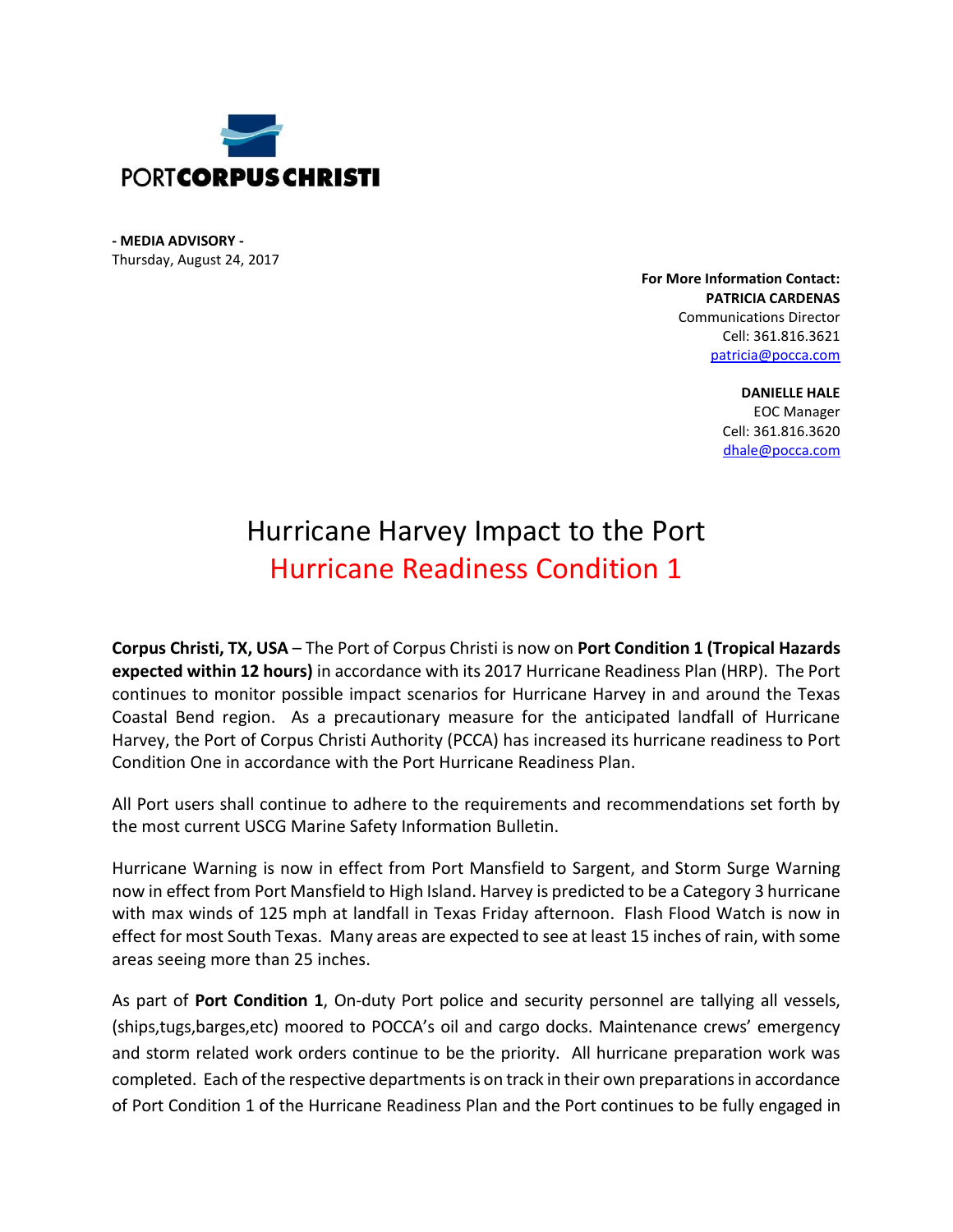PORTCORPUSCHRISTI

**- MEDIA ADVISORY -**
Thursday, August 24, 2017

**For More Information Contact:**
**PATRICIA CARDENAS**
Communications Director
Cell: 361.816.3621
patricia@pocca.com

**DANIELLE HALE**
EOC Manager
Cell: 361.816.3620
dhale@pocca.com

# Hurricane Harvey Impact to the Port
## Hurricane Readiness Condition 1

**Corpus Christi, TX, USA** – The Port of Corpus Christi is now on **Port Condition 1 (Tropical Hazards expected within 12 hours)** in accordance with its 2017 Hurricane Readiness Plan (HRP). The Port continues to monitor possible impact scenarios for Hurricane Harvey in and around the Texas Coastal Bend region. As a precautionary measure for the anticipated landfall of Hurricane Harvey, the Port of Corpus Christi Authority (PCCA) has increased its hurricane readiness to Port Condition One in accordance with the Port Hurricane Readiness Plan.

All Port users shall continue to adhere to the requirements and recommendations set forth by the most current USCG Marine Safety Information Bulletin.

Hurricane Warning is now in effect from Port Mansfield to Sargent, and Storm Surge Warning now in effect from Port Mansfield to High Island. Harvey is predicted to be a Category 3 hurricane with max winds of 125 mph at landfall in Texas Friday afternoon. Flash Flood Watch is now in effect for most South Texas. Many areas are expected to see at least 15 inches of rain, with some areas seeing more than 25 inches.

As part of **Port Condition 1**, On-duty Port police and security personnel are tallying all vessels, (ships,tugs,barges,etc) moored to POCCA's oil and cargo docks. Maintenance crews' emergency and storm related work orders continue to be the priority. All hurricane preparation work was completed. Each of the respective departments is on track in their own preparations in accordance of Port Condition 1 of the Hurricane Readiness Plan and the Port continues to be fully engaged in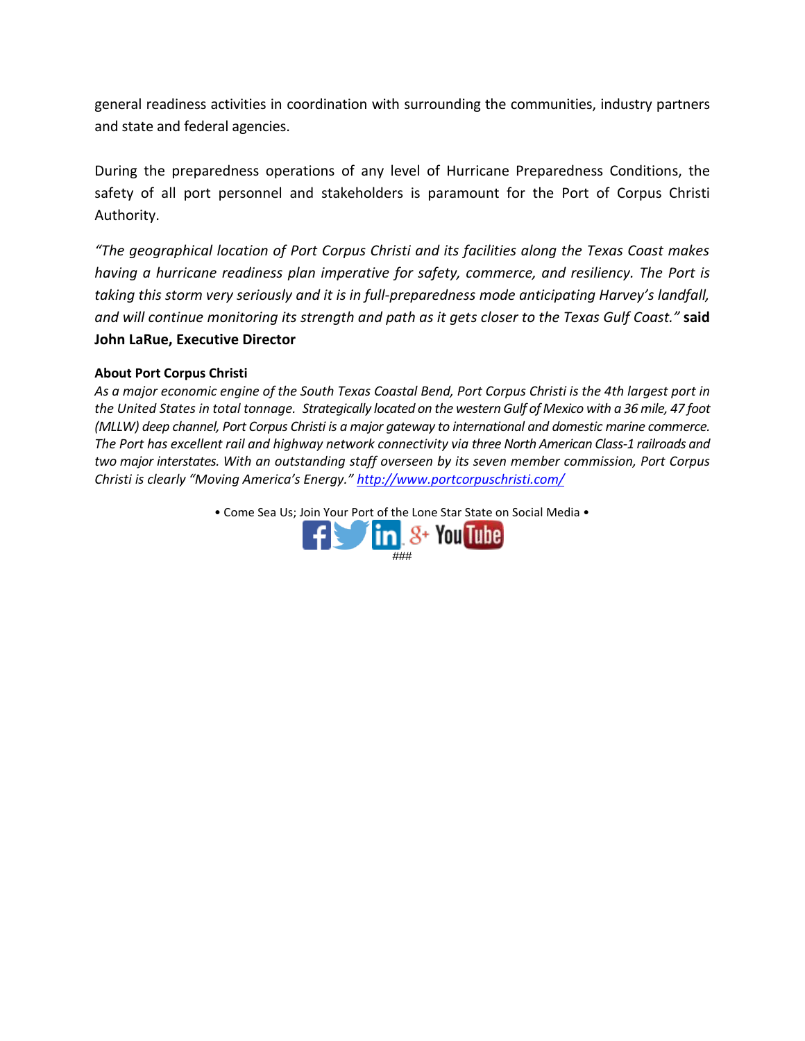general readiness activities in coordination with surrounding the communities, industry partners and state and federal agencies.

During the preparedness operations of any level of Hurricane Preparedness Conditions, the safety of all port personnel and stakeholders is paramount for the Port of Corpus Christi Authority.

*"The geographical location of Port Corpus Christi and its facilities along the Texas Coast makes having a hurricane readiness plan imperative for safety, commerce, and resiliency. The Port is taking this storm very seriously and it is in full-preparedness mode anticipating Harvey's landfall, and will continue monitoring its strength and path as it gets closer to the Texas Gulf Coast."* **said John LaRue, Executive Director**

**About Port Corpus Christi**

*As a major economic engine of the South Texas Coastal Bend, Port Corpus Christi is the 4th largest port in the United States in total tonnage. Strategically located on the western Gulf of Mexico with a 36 mile, 47 foot (MLLW) deep channel, Port Corpus Christi is a major gateway to international and domestic marine commerce. The Port has excellent rail and highway network connectivity via three North American Class-1 railroads and two major interstates. With an outstanding staff overseen by its seven member commission, Port Corpus Christi is clearly "Moving America's Energy."* [http://www.portcorpuschristi.com/](http://www.portcorpuschristi.com/)

• Come Sea Us; Join Your Port of the Lone Star State on Social Media •

###